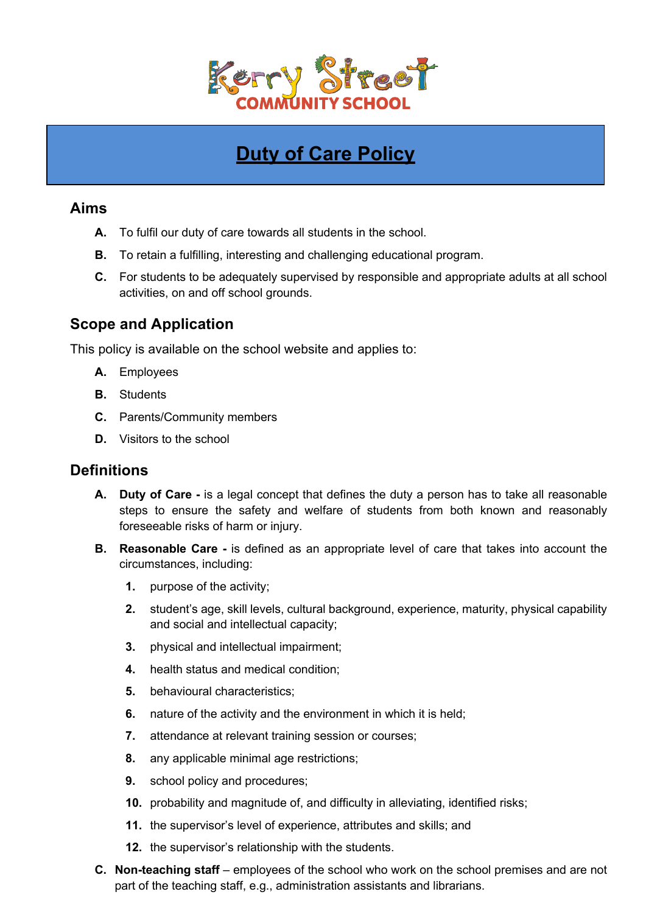Kerry Street
COMMUNITY SCHOOL

# Duty of Care Policy

## Aims

**A.** To fulfil our duty of care towards all students in the school.

**B.** To retain a fulfilling, interesting and challenging educational program.

**C.** For students to be adequately supervised by responsible and appropriate adults at all school activities, on and off school grounds.

## Scope and Application

This policy is available on the school website and applies to:

**A.** Employees

**B.** Students

**C.** Parents/Community members

**D.** Visitors to the school

## Definitions

**A.** **Duty of Care -** is a legal concept that defines the duty a person has to take all reasonable steps to ensure the safety and welfare of students from both known and reasonably foreseeable risks of harm or injury.

**B.** **Reasonable Care -** is defined as an appropriate level of care that takes into account the circumstances, including:

1. purpose of the activity;
2. student's age, skill levels, cultural background, experience, maturity, physical capability and social and intellectual capacity;
3. physical and intellectual impairment;
4. health status and medical condition;
5. behavioural characteristics;
6. nature of the activity and the environment in which it is held;
7. attendance at relevant training session or courses;
8. any applicable minimal age restrictions;
9. school policy and procedures;
10. probability and magnitude of, and difficulty in alleviating, identified risks;
11. the supervisor's level of experience, attributes and skills; and
12. the supervisor's relationship with the students.

**C.** **Non-teaching staff** – employees of the school who work on the school premises and are not part of the teaching staff, e.g., administration assistants and librarians.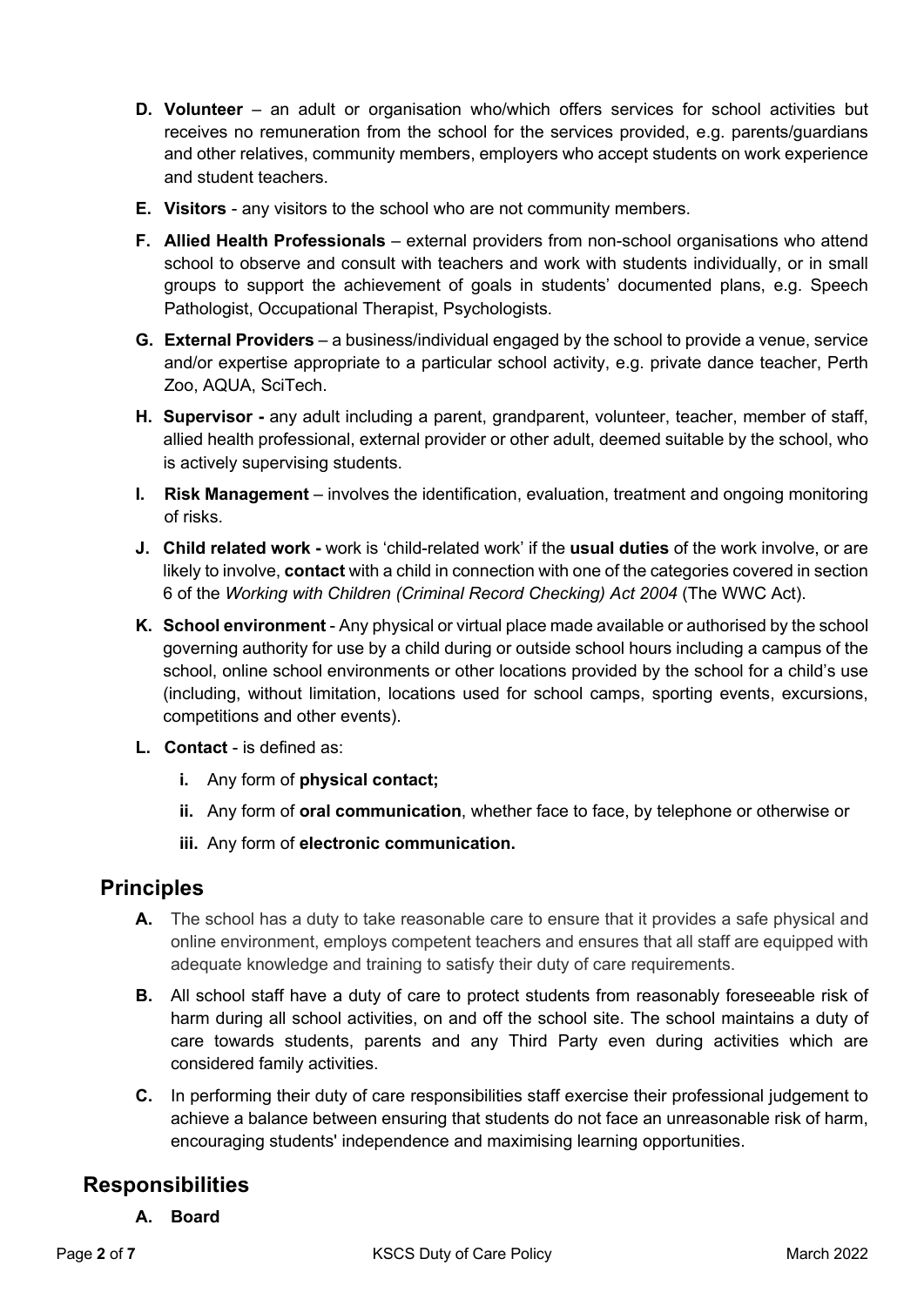**D. Volunteer** – an adult or organisation who/which offers services for school activities but receives no remuneration from the school for the services provided, e.g. parents/guardians and other relatives, community members, employers who accept students on work experience and student teachers.

**E. Visitors** - any visitors to the school who are not community members.

**F. Allied Health Professionals** – external providers from non-school organisations who attend school to observe and consult with teachers and work with students individually, or in small groups to support the achievement of goals in students' documented plans, e.g. Speech Pathologist, Occupational Therapist, Psychologists.

**G. External Providers** – a business/individual engaged by the school to provide a venue, service and/or expertise appropriate to a particular school activity, e.g. private dance teacher, Perth Zoo, AQUA, SciTech.

**H. Supervisor -** any adult including a parent, grandparent, volunteer, teacher, member of staff, allied health professional, external provider or other adult, deemed suitable by the school, who is actively supervising students.

**I. Risk Management** – involves the identification, evaluation, treatment and ongoing monitoring of risks.

**J. Child related work -** work is 'child-related work' if the **usual duties** of the work involve, or are likely to involve, **contact** with a child in connection with one of the categories covered in section 6 of the *Working with Children (Criminal Record Checking) Act 2004* (The WWC Act).

**K. School environment** - Any physical or virtual place made available or authorised by the school governing authority for use by a child during or outside school hours including a campus of the school, online school environments or other locations provided by the school for a child's use (including, without limitation, locations used for school camps, sporting events, excursions, competitions and other events).

**L. Contact** - is defined as:

- **i.** Any form of **physical contact;**
- **ii.** Any form of **oral communication**, whether face to face, by telephone or otherwise or
- **iii.** Any form of **electronic communication.**

## Principles

**A.** The school has a duty to take reasonable care to ensure that it provides a safe physical and online environment, employs competent teachers and ensures that all staff are equipped with adequate knowledge and training to satisfy their duty of care requirements.

**B.** All school staff have a duty of care to protect students from reasonably foreseeable risk of harm during all school activities, on and off the school site. The school maintains a duty of care towards students, parents and any Third Party even during activities which are considered family activities.

**C.** In performing their duty of care responsibilities staff exercise their professional judgement to achieve a balance between ensuring that students do not face an unreasonable risk of harm, encouraging students' independence and maximising learning opportunities.

## Responsibilities

**A. Board**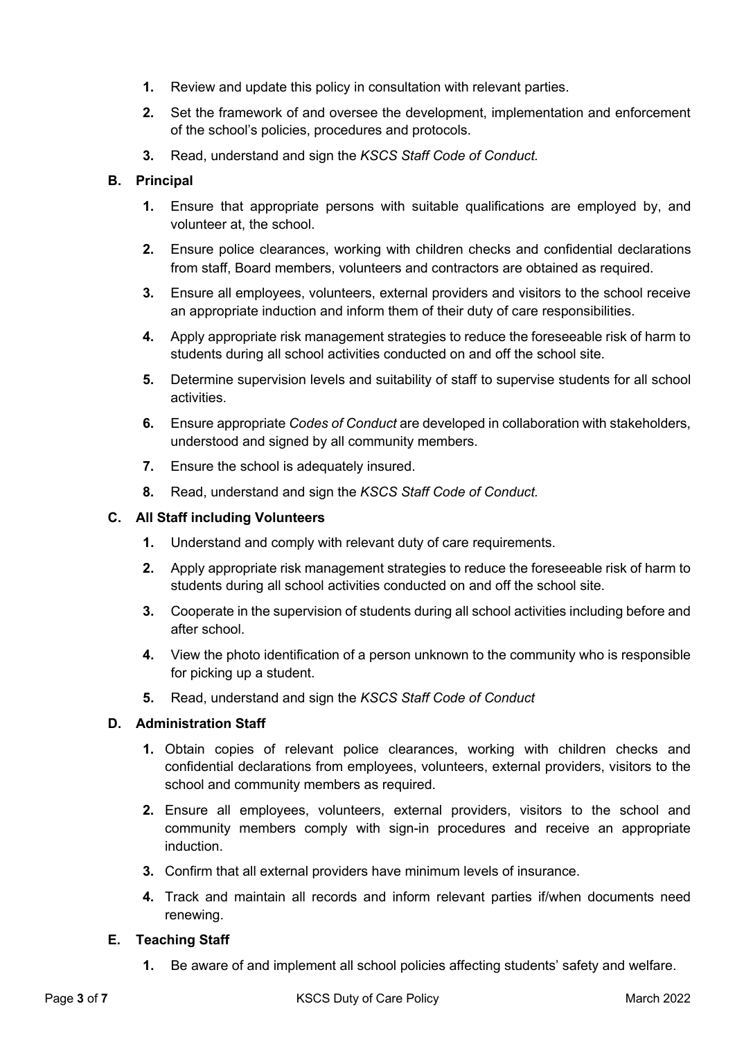1. Review and update this policy in consultation with relevant parties.
2. Set the framework of and oversee the development, implementation and enforcement of the school's policies, procedures and protocols.
3. Read, understand and sign the *KSCS Staff Code of Conduct.*

### B. Principal

1. Ensure that appropriate persons with suitable qualifications are employed by, and volunteer at, the school.
2. Ensure police clearances, working with children checks and confidential declarations from staff, Board members, volunteers and contractors are obtained as required.
3. Ensure all employees, volunteers, external providers and visitors to the school receive an appropriate induction and inform them of their duty of care responsibilities.
4. Apply appropriate risk management strategies to reduce the foreseeable risk of harm to students during all school activities conducted on and off the school site.
5. Determine supervision levels and suitability of staff to supervise students for all school activities.
6. Ensure appropriate *Codes of Conduct* are developed in collaboration with stakeholders, understood and signed by all community members.
7. Ensure the school is adequately insured.
8. Read, understand and sign the *KSCS Staff Code of Conduct.*

### C. All Staff including Volunteers

1. Understand and comply with relevant duty of care requirements.
2. Apply appropriate risk management strategies to reduce the foreseeable risk of harm to students during all school activities conducted on and off the school site.
3. Cooperate in the supervision of students during all school activities including before and after school.
4. View the photo identification of a person unknown to the community who is responsible for picking up a student.
5. Read, understand and sign the *KSCS Staff Code of Conduct*

### D. Administration Staff

1. Obtain copies of relevant police clearances, working with children checks and confidential declarations from employees, volunteers, external providers, visitors to the school and community members as required.
2. Ensure all employees, volunteers, external providers, visitors to the school and community members comply with sign-in procedures and receive an appropriate induction.
3. Confirm that all external providers have minimum levels of insurance.
4. Track and maintain all records and inform relevant parties if/when documents need renewing.

### E. Teaching Staff

1. Be aware of and implement all school policies affecting students' safety and welfare.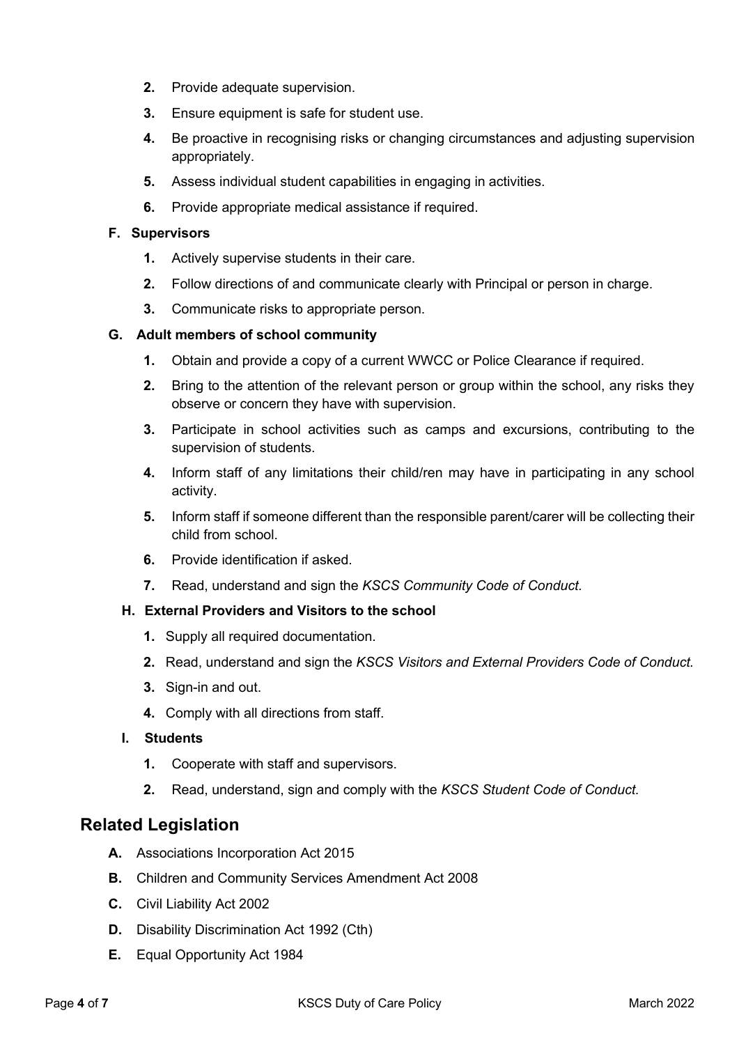2. Provide adequate supervision.
3. Ensure equipment is safe for student use.
4. Be proactive in recognising risks or changing circumstances and adjusting supervision appropriately.
5. Assess individual student capabilities in engaging in activities.
6. Provide appropriate medical assistance if required.

**F. Supervisors**

1. Actively supervise students in their care.
2. Follow directions of and communicate clearly with Principal or person in charge.
3. Communicate risks to appropriate person.

**G. Adult members of school community**

1. Obtain and provide a copy of a current WWCC or Police Clearance if required.
2. Bring to the attention of the relevant person or group within the school, any risks they observe or concern they have with supervision.
3. Participate in school activities such as camps and excursions, contributing to the supervision of students.
4. Inform staff of any limitations their child/ren may have in participating in any school activity.
5. Inform staff if someone different than the responsible parent/carer will be collecting their child from school.
6. Provide identification if asked.
7. Read, understand and sign the *KSCS Community Code of Conduct.*

**H. External Providers and Visitors to the school**

1. Supply all required documentation.
2. Read, understand and sign the *KSCS Visitors and External Providers Code of Conduct.*
3. Sign-in and out.
4. Comply with all directions from staff.

**I. Students**

1. Cooperate with staff and supervisors.
2. Read, understand, sign and comply with the *KSCS Student Code of Conduct.*

## Related Legislation

- **A.** Associations Incorporation Act 2015
- **B.** Children and Community Services Amendment Act 2008
- **C.** Civil Liability Act 2002
- **D.** Disability Discrimination Act 1992 (Cth)
- **E.** Equal Opportunity Act 1984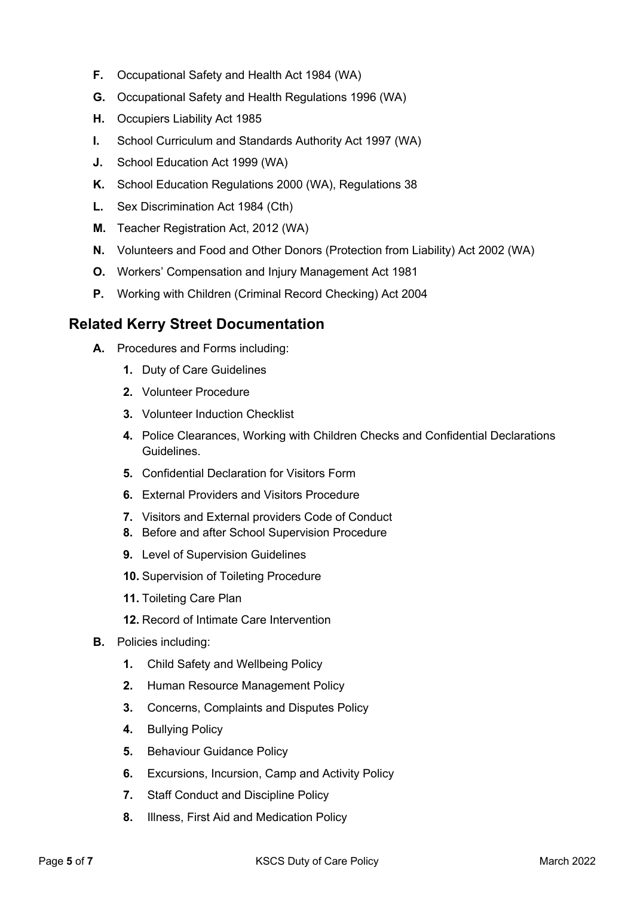**F.** Occupational Safety and Health Act 1984 (WA)

**G.** Occupational Safety and Health Regulations 1996 (WA)

**H.** Occupiers Liability Act 1985

**I.** School Curriculum and Standards Authority Act 1997 (WA)

**J.** School Education Act 1999 (WA)

**K.** School Education Regulations 2000 (WA), Regulations 38

**L.** Sex Discrimination Act 1984 (Cth)

**M.** Teacher Registration Act, 2012 (WA)

**N.** Volunteers and Food and Other Donors (Protection from Liability) Act 2002 (WA)

**O.** Workers' Compensation and Injury Management Act 1981

**P.** Working with Children (Criminal Record Checking) Act 2004

## Related Kerry Street Documentation

**A.** Procedures and Forms including:

1. Duty of Care Guidelines
2. Volunteer Procedure
3. Volunteer Induction Checklist
4. Police Clearances, Working with Children Checks and Confidential Declarations Guidelines.
5. Confidential Declaration for Visitors Form
6. External Providers and Visitors Procedure
7. Visitors and External providers Code of Conduct
8. Before and after School Supervision Procedure
9. Level of Supervision Guidelines
10. Supervision of Toileting Procedure
11. Toileting Care Plan
12. Record of Intimate Care Intervention

**B.** Policies including:

1. Child Safety and Wellbeing Policy
2. Human Resource Management Policy
3. Concerns, Complaints and Disputes Policy
4. Bullying Policy
5. Behaviour Guidance Policy
6. Excursions, Incursion, Camp and Activity Policy
7. Staff Conduct and Discipline Policy
8. Illness, First Aid and Medication Policy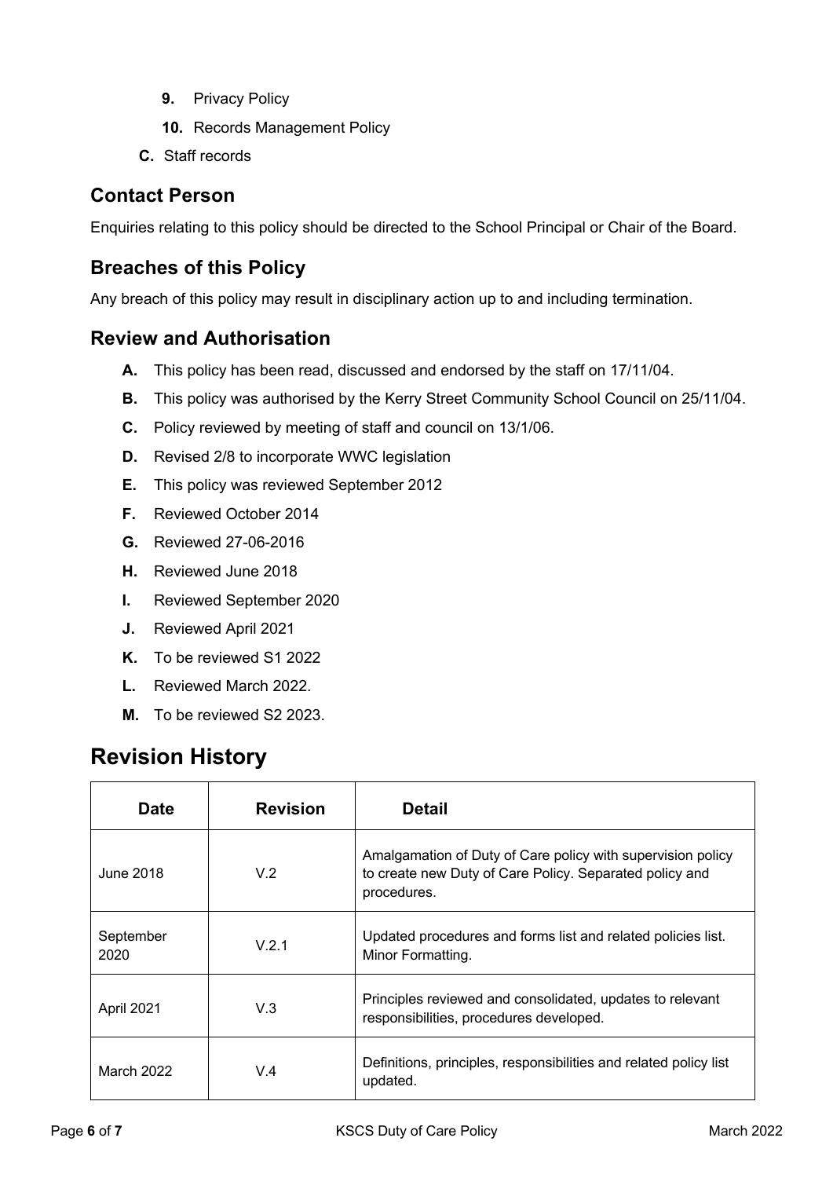9. Privacy Policy
10. Records Management Policy

C. Staff records

## Contact Person

Enquiries relating to this policy should be directed to the School Principal or Chair of the Board.

## Breaches of this Policy

Any breach of this policy may result in disciplinary action up to and including termination.

## Review and Authorisation

- **A.** This policy has been read, discussed and endorsed by the staff on 17/11/04.
- **B.** This policy was authorised by the Kerry Street Community School Council on 25/11/04.
- **C.** Policy reviewed by meeting of staff and council on 13/1/06.
- **D.** Revised 2/8 to incorporate WWC legislation
- **E.** This policy was reviewed September 2012
- **F.** Reviewed October 2014
- **G.** Reviewed 27-06-2016
- **H.** Reviewed June 2018
- **I.** Reviewed September 2020
- **J.** Reviewed April 2021
- **K.** To be reviewed S1 2022
- **L.** Reviewed March 2022.
- **M.** To be reviewed S2 2023.

# Revision History

| Date | Revision | Detail |
|---|---|---|
| June 2018 | V.2 | Amalgamation of Duty of Care policy with supervision policy to create new Duty of Care Policy. Separated policy and procedures. |
| September 2020 | V.2.1 | Updated procedures and forms list and related policies list. Minor Formatting. |
| April 2021 | V.3 | Principles reviewed and consolidated, updates to relevant responsibilities, procedures developed. |
| March 2022 | V.4 | Definitions, principles, responsibilities and related policy list updated. |